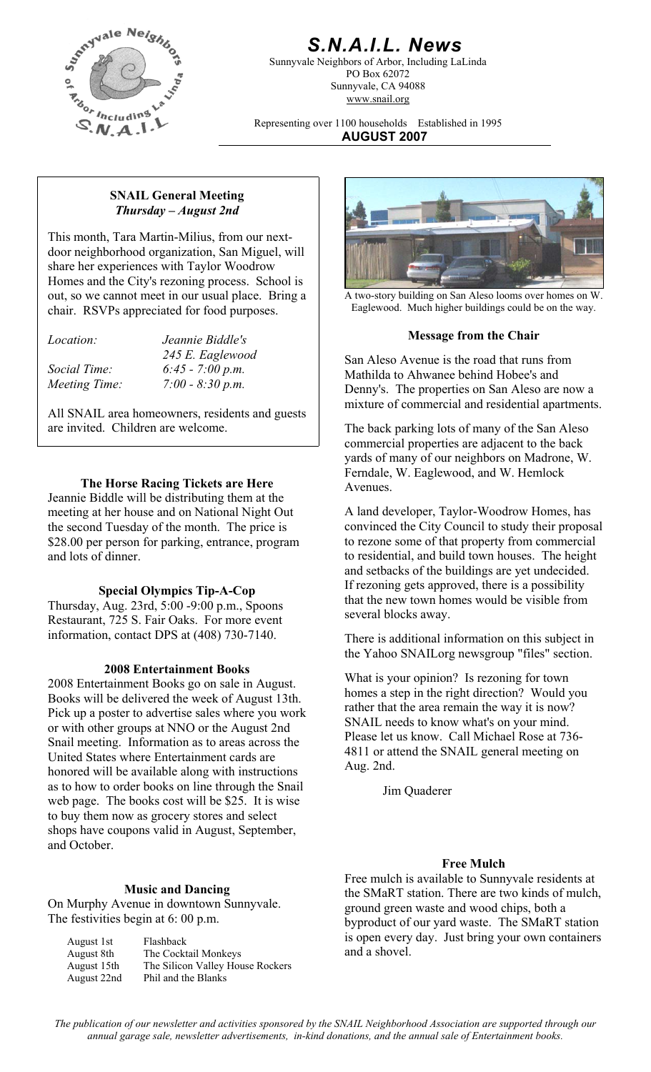# S.N.A.I.L. News

Sunnyvale Neighbors of Arbor, Including LaLinda
PO Box 62072
Sunnyvale, CA 94088
www.snail.org

Representing over 1100 households Established in 1995

**AUGUST 2007**

### SNAIL General Meeting
***Thursday – August 2nd***

This month, Tara Martin-Milius, from our next-door neighborhood organization, San Miguel, will share her experiences with Taylor Woodrow Homes and the City's rezoning process. School is out, so we cannot meet in our usual place. Bring a chair. RSVPs appreciated for food purposes.

| | |
|---|---|
| *Location:* | *Jeannie Biddle's 245 E. Eaglewood* |
| *Social Time:* | *6:45 - 7:00 p.m.* |
| *Meeting Time:* | *7:00 - 8:30 p.m.* |

All SNAIL area homeowners, residents and guests are invited. Children are welcome.

### The Horse Racing Tickets are Here

Jeannie Biddle will be distributing them at the meeting at her house and on National Night Out the second Tuesday of the month. The price is $28.00 per person for parking, entrance, program and lots of dinner.

### Special Olympics Tip-A-Cop

Thursday, Aug. 23rd, 5:00 -9:00 p.m., Spoons Restaurant, 725 S. Fair Oaks. For more event information, contact DPS at (408) 730-7140.

### 2008 Entertainment Books

2008 Entertainment Books go on sale in August. Books will be delivered the week of August 13th. Pick up a poster to advertise sales where you work or with other groups at NNO or the August 2nd Snail meeting. Information as to areas across the United States where Entertainment cards are honored will be available along with instructions as to how to order books on line through the Snail web page. The books cost will be $25. It is wise to buy them now as grocery stores and select shops have coupons valid in August, September, and October.

### Music and Dancing

On Murphy Avenue in downtown Sunnyvale. The festivities begin at 6: 00 p.m.

| | |
|---|---|
| August 1st | Flashback |
| August 8th | The Cocktail Monkeys |
| August 15th | The Silicon Valley House Rockers |
| August 22nd | Phil and the Blanks |

A two-story building on San Aleso looms over homes on W. Eaglewood. Much higher buildings could be on the way.

### Message from the Chair

San Aleso Avenue is the road that runs from Mathilda to Ahwanee behind Hobee's and Denny's. The properties on San Aleso are now a mixture of commercial and residential apartments.

The back parking lots of many of the San Aleso commercial properties are adjacent to the back yards of many of our neighbors on Madrone, W. Ferndale, W. Eaglewood, and W. Hemlock Avenues.

A land developer, Taylor-Woodrow Homes, has convinced the City Council to study their proposal to rezone some of that property from commercial to residential, and build town houses. The height and setbacks of the buildings are yet undecided. If rezoning gets approved, there is a possibility that the new town homes would be visible from several blocks away.

There is additional information on this subject in the Yahoo SNAILorg newsgroup "files" section.

What is your opinion? Is rezoning for town homes a step in the right direction? Would you rather that the area remain the way it is now? SNAIL needs to know what's on your mind. Please let us know. Call Michael Rose at 736-4811 or attend the SNAIL general meeting on Aug. 2nd.

Jim Quaderer

### Free Mulch

Free mulch is available to Sunnyvale residents at the SMaRT station. There are two kinds of mulch, ground green waste and wood chips, both a byproduct of our yard waste. The SMaRT station is open every day. Just bring your own containers and a shovel.

*The publication of our newsletter and activities sponsored by the SNAIL Neighborhood Association are supported through our annual garage sale, newsletter advertisements, in-kind donations, and the annual sale of Entertainment books.*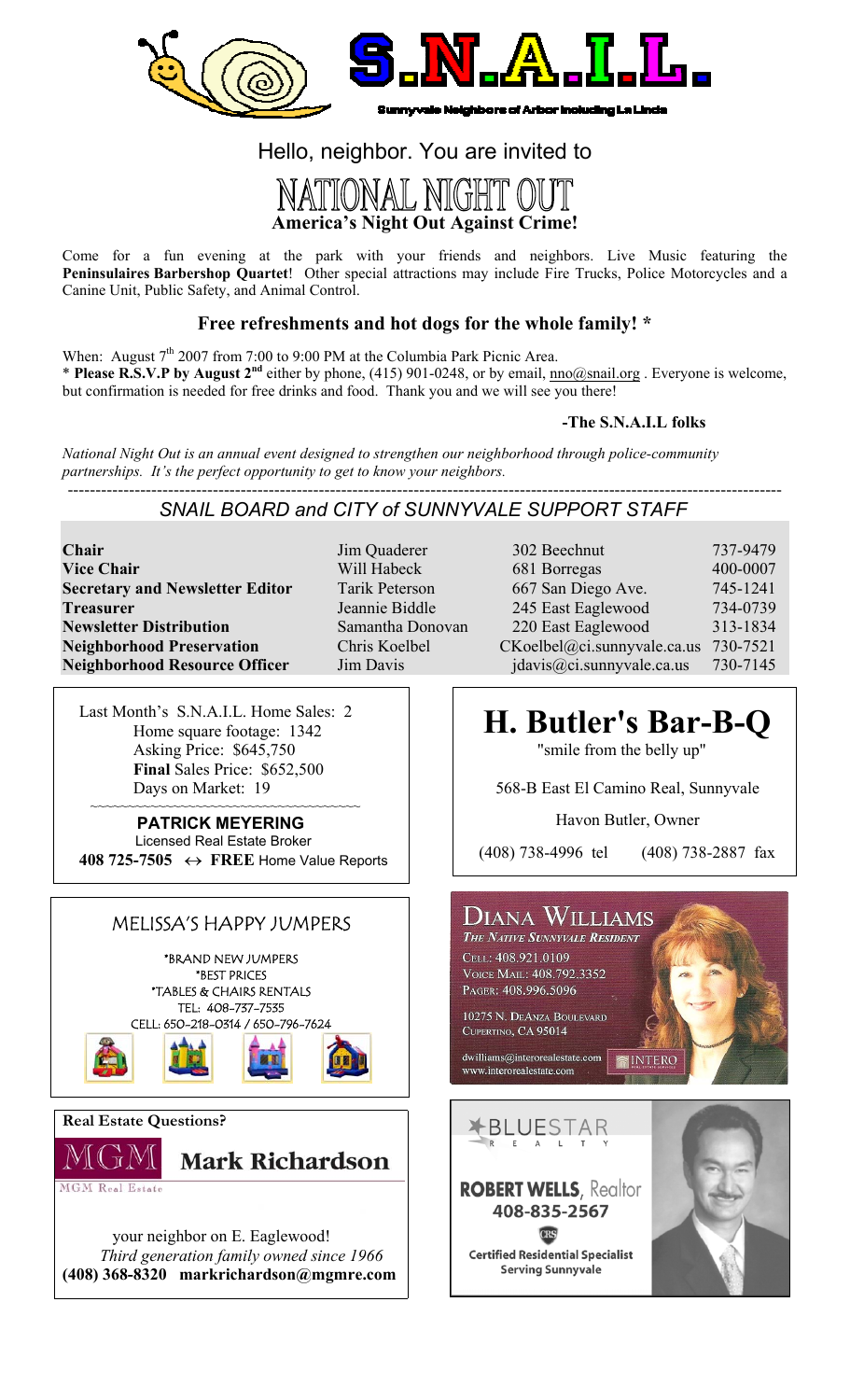# S.N.A.I.L.

Sunnyvale Neighbors of Arbor including La Linda

Hello, neighbor. You are invited to

# NATIONAL NIGHT OUT

**America's Night Out Against Crime!**

Come for a fun evening at the park with your friends and neighbors. Live Music featuring the **Peninsulaires Barbershop Quartet**! Other special attractions may include Fire Trucks, Police Motorcycles and a Canine Unit, Public Safety, and Animal Control.

## Free refreshments and hot dogs for the whole family! *

When: August 7th 2007 from 7:00 to 9:00 PM at the Columbia Park Picnic Area.
* **Please R.S.V.P by August 2nd** either by phone, (415) 901-0248, or by email, nno@snail.org . Everyone is welcome, but confirmation is needed for free drinks and food. Thank you and we will see you there!

**-The S.N.A.I.L folks**

*National Night Out is an annual event designed to strengthen our neighborhood through police-community partnerships. It's the perfect opportunity to get to know your neighbors.*

---

## *SNAIL BOARD and CITY of SUNNYVALE SUPPORT STAFF*

| | | | |
|---|---|---|---|
| **Chair** | Jim Quaderer | 302 Beechnut | 737-9479 |
| **Vice Chair** | Will Habeck | 681 Borregas | 400-0007 |
| **Secretary and Newsletter Editor** | Tarik Peterson | 667 San Diego Ave. | 745-1241 |
| **Treasurer** | Jeannie Biddle | 245 East Eaglewood | 734-0739 |
| **Newsletter Distribution** | Samantha Donovan | 220 East Eaglewood | 313-1834 |
| **Neighborhood Preservation** | Chris Koelbel | CKoelbel@ci.sunnyvale.ca.us | 730-7521 |
| **Neighborhood Resource Officer** | Jim Davis | jdavis@ci.sunnyvale.ca.us | 730-7145 |

Last Month's S.N.A.I.L. Home Sales: 2
Home square footage: 1342
Asking Price: $645,750
**Final** Sales Price: $652,500
Days on Market: 19

**PATRICK MEYERING**
Licensed Real Estate Broker
**408 725-7505** ↔ **FREE** Home Value Reports

# H. Butler's Bar-B-Q

"smile from the belly up"

568-B East El Camino Real, Sunnyvale

Havon Butler, Owner

(408) 738-4996 tel (408) 738-2887 fax

MELISSA'S HAPPY JUMPERS

*BRAND NEW JUMPERS
*BEST PRICES
*TABLES & CHAIRS RENTALS
TEL: 408-737-7535
CELL: 650-218-0314 / 650-796-7624

DIANA WILLIAMS
*THE NATIVE SUNNYVALE RESIDENT*
CELL: 408.921.0109
VOICE MAIL: 408.792.3352
PAGER: 408.996.5096
10275 N. DEANZA BOULEVARD
CUPERTINO, CA 95014
dwilliams@interorealestate.com
www.interorealestate.com
INTERO

**Real Estate Questions?**

MGM
MGM Real Estate
**Mark Richardson**

your neighbor on E. Eaglewood!
*Third generation family owned since 1966*
**(408) 368-8320 markrichardson@mgmre.com**

BLUESTAR REALTY

**ROBERT WELLS**, Realtor
**408-835-2567**
CRS
**Certified Residential Specialist**
**Serving Sunnyvale**